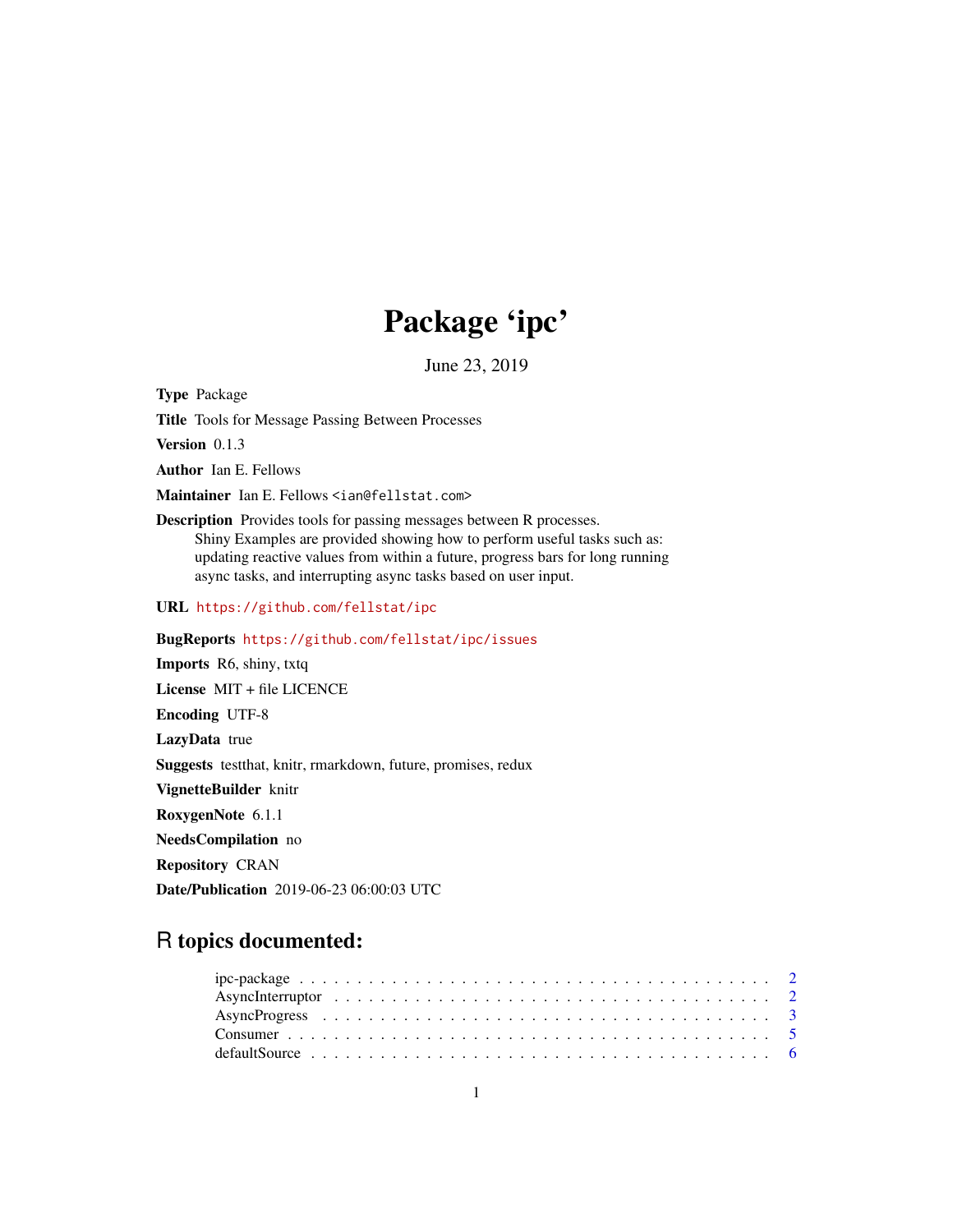# Package 'ipc'

June 23, 2019

**Type** Package

**Title** Tools for Message Passing Between Processes

**Version** 0.1.3

**Author** Ian E. Fellows

**Maintainer** Ian E. Fellows <ian@fellstat.com>

**Description** Provides tools for passing messages between R processes.
Shiny Examples are provided showing how to perform useful tasks such as:
updating reactive values from within a future, progress bars for long running
async tasks, and interrupting async tasks based on user input.

**URL** https://github.com/fellstat/ipc

**BugReports** https://github.com/fellstat/ipc/issues

**Imports** R6, shiny, txtq

**License** MIT + file LICENCE

**Encoding** UTF-8

**LazyData** true

**Suggests** testthat, knitr, rmarkdown, future, promises, redux

**VignetteBuilder** knitr

**RoxygenNote** 6.1.1

**NeedsCompilation** no

**Repository** CRAN

**Date/Publication** 2019-06-23 06:00:03 UTC

## R topics documented:

ipc-package . . . . . . . . . . . . . . . . . . . . . . . . . . . . . . . . . . . . . . . . 2
AsyncInterruptor . . . . . . . . . . . . . . . . . . . . . . . . . . . . . . . . . . . . . 2
AsyncProgress . . . . . . . . . . . . . . . . . . . . . . . . . . . . . . . . . . . . . . 3
Consumer . . . . . . . . . . . . . . . . . . . . . . . . . . . . . . . . . . . . . . . . . 5
defaultSource . . . . . . . . . . . . . . . . . . . . . . . . . . . . . . . . . . . . . . . 6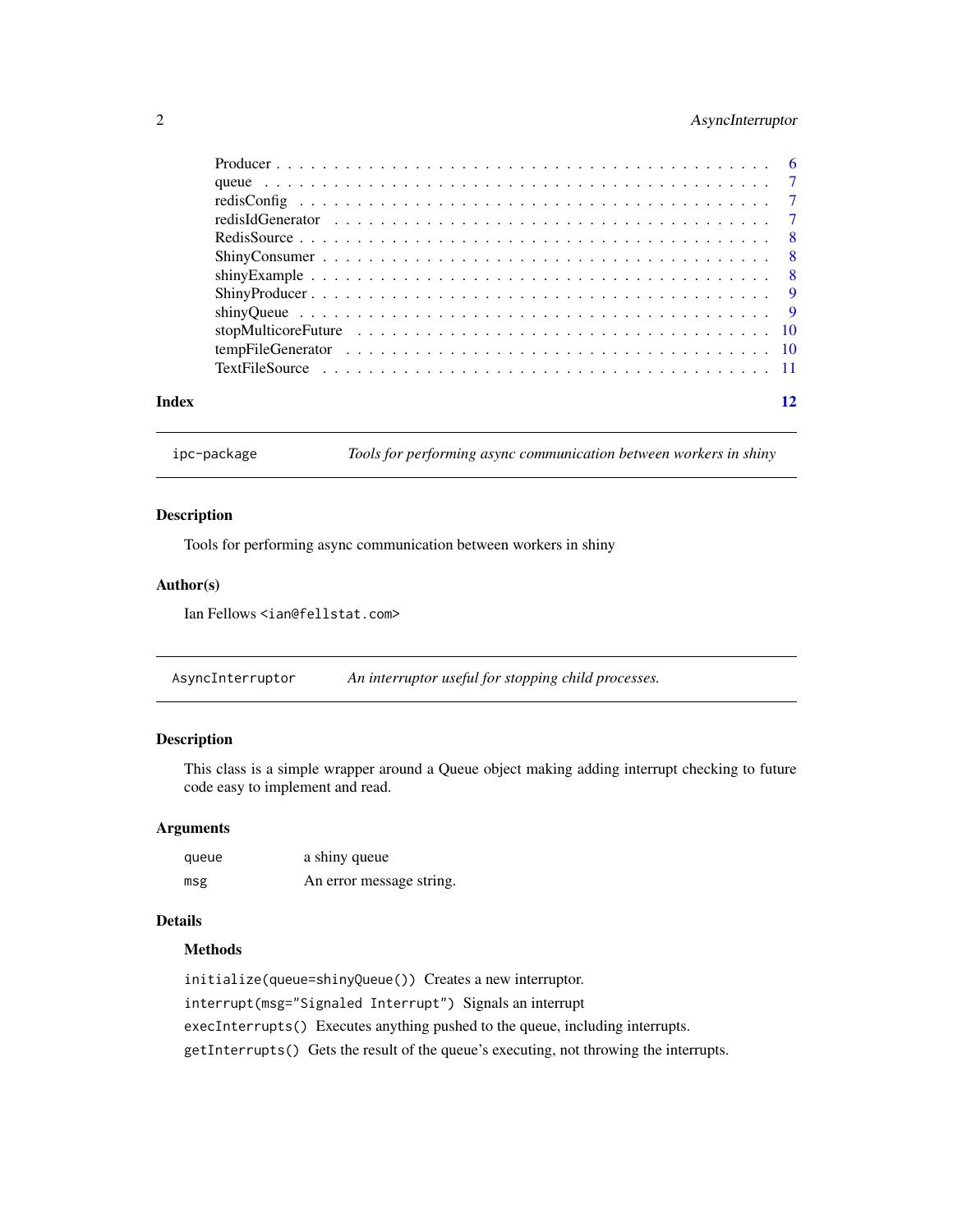| | |
|---|---|
| Producer | 6 |
| queue | 7 |
| redisConfig | 7 |
| redisIdGenerator | 7 |
| RedisSource | 8 |
| ShinyConsumer | 8 |
| shinyExample | 8 |
| ShinyProducer | 9 |
| shinyQueue | 9 |
| stopMulticoreFuture | 10 |
| tempFileGenerator | 10 |
| TextFileSource | 11 |

**Index** 12

---

`ipc-package` *Tools for performing async communication between workers in shiny*

---

## Description

Tools for performing async communication between workers in shiny

## Author(s)

Ian Fellows <`ian@fellstat.com`>

---

`AsyncInterruptor` *An interruptor useful for stopping child processes.*

---

## Description

This class is a simple wrapper around a Queue object making adding interrupt checking to future code easy to implement and read.

## Arguments

| | |
|---|---|
| `queue` | a shiny queue |
| `msg` | An error message string. |

## Details

### Methods

`initialize(queue=shinyQueue())` Creates a new interruptor.

`interrupt(msg="Signaled Interrupt")` Signals an interrupt

`execInterrupts()` Executes anything pushed to the queue, including interrupts.

`getInterrupts()` Gets the result of the queue's executing, not throwing the interrupts.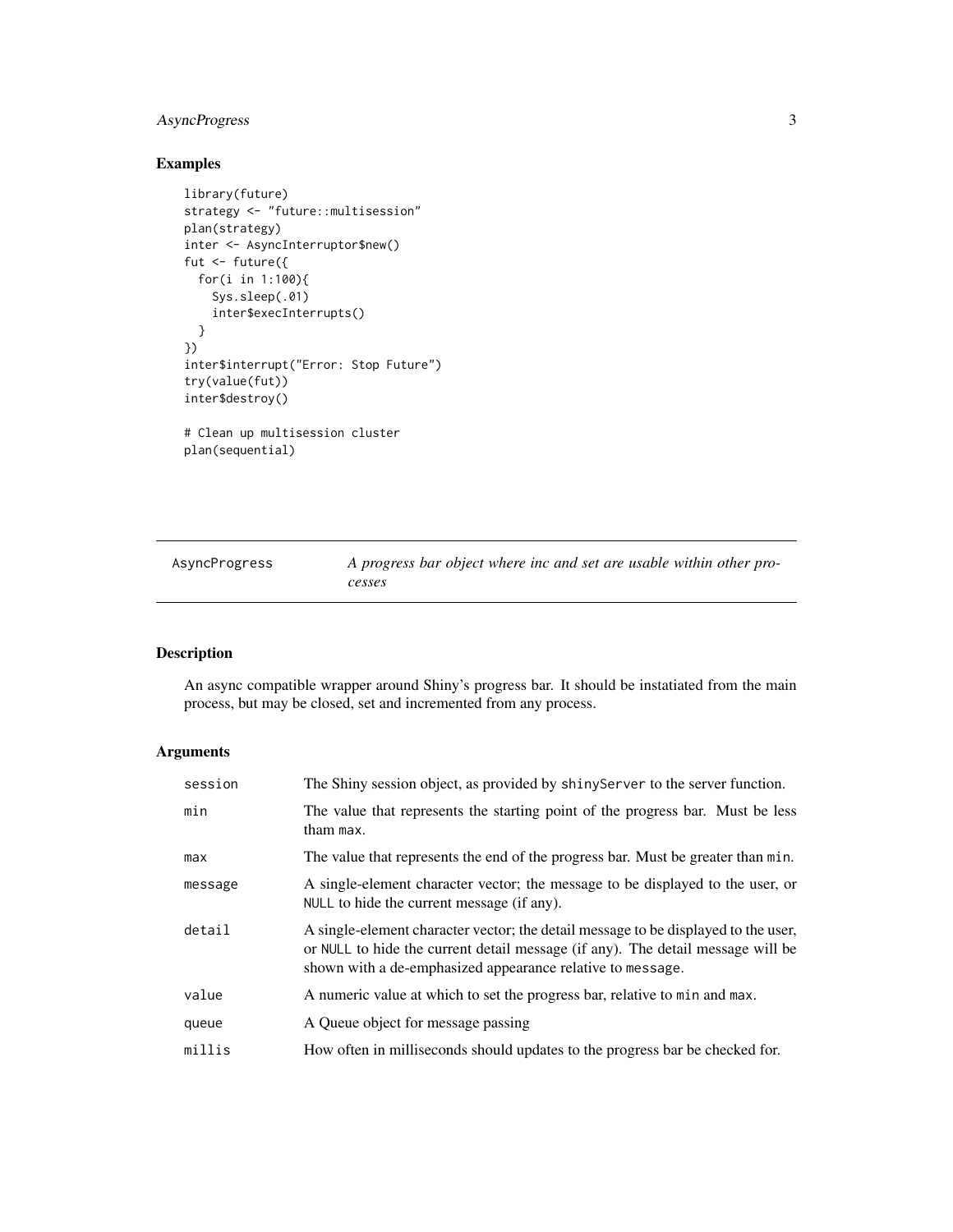## Examples

```
library(future)
strategy <- "future::multisession"
plan(strategy)
inter <- AsyncInterruptor$new()
fut <- future({
  for(i in 1:100){
    Sys.sleep(.01)
    inter$execInterrupts()
  }
})
inter$interrupt("Error: Stop Future")
try(value(fut))
inter$destroy()

# Clean up multisession cluster
plan(sequential)
```

---

AsyncProgress — *A progress bar object where inc and set are usable within other processes*

---

## Description

An async compatible wrapper around Shiny's progress bar. It should be instatiated from the main process, but may be closed, set and incremented from any process.

## Arguments

| | |
|---|---|
| session | The Shiny session object, as provided by `shinyServer` to the server function. |
| min | The value that represents the starting point of the progress bar. Must be less tham `max`. |
| max | The value that represents the end of the progress bar. Must be greater than `min`. |
| message | A single-element character vector; the message to be displayed to the user, or `NULL` to hide the current message (if any). |
| detail | A single-element character vector; the detail message to be displayed to the user, or `NULL` to hide the current detail message (if any). The detail message will be shown with a de-emphasized appearance relative to `message`. |
| value | A numeric value at which to set the progress bar, relative to `min` and `max`. |
| queue | A Queue object for message passing |
| millis | How often in milliseconds should updates to the progress bar be checked for. |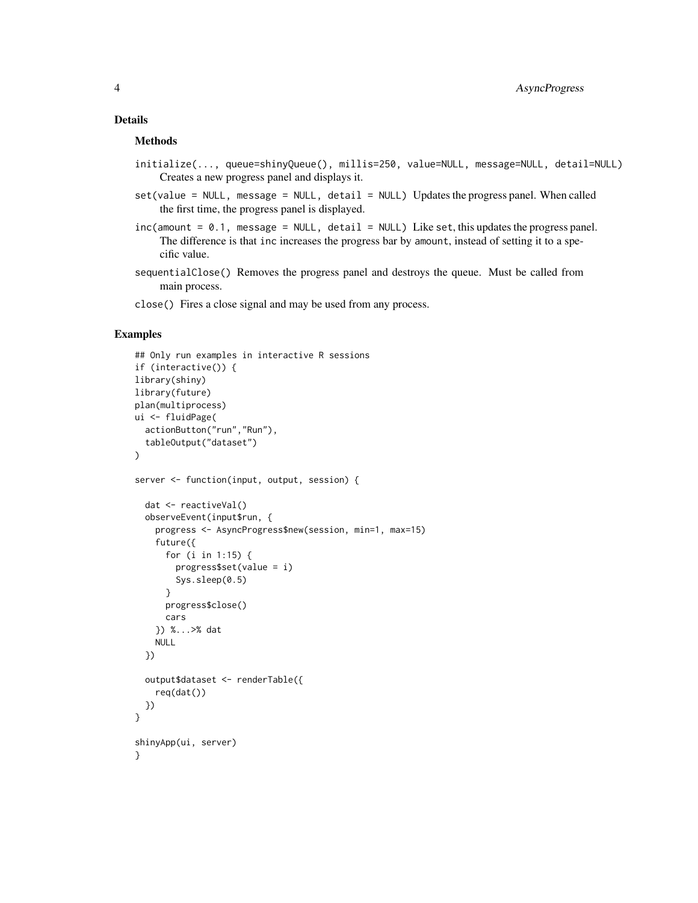## Details

### Methods

`initialize(..., queue=shinyQueue(), millis=250, value=NULL, message=NULL, detail=NULL)`
: Creates a new progress panel and displays it.

`set(value = NULL, message = NULL, detail = NULL)`
: Updates the progress panel. When called the first time, the progress panel is displayed.

`inc(amount = 0.1, message = NULL, detail = NULL)`
: Like `set`, this updates the progress panel. The difference is that `inc` increases the progress bar by `amount`, instead of setting it to a specific value.

`sequentialClose()`
: Removes the progress panel and destroys the queue. Must be called from main process.

`close()`
: Fires a close signal and may be used from any process.

## Examples

```
## Only run examples in interactive R sessions
if (interactive()) {
library(shiny)
library(future)
plan(multiprocess)
ui <- fluidPage(
  actionButton("run","Run"),
  tableOutput("dataset")
)

server <- function(input, output, session) {

  dat <- reactiveVal()
  observeEvent(input$run, {
    progress <- AsyncProgress$new(session, min=1, max=15)
    future({
      for (i in 1:15) {
        progress$set(value = i)
        Sys.sleep(0.5)
      }
      progress$close()
      cars
    }) %...>% dat
    NULL
  })

  output$dataset <- renderTable({
    req(dat())
  })
}

shinyApp(ui, server)
}
```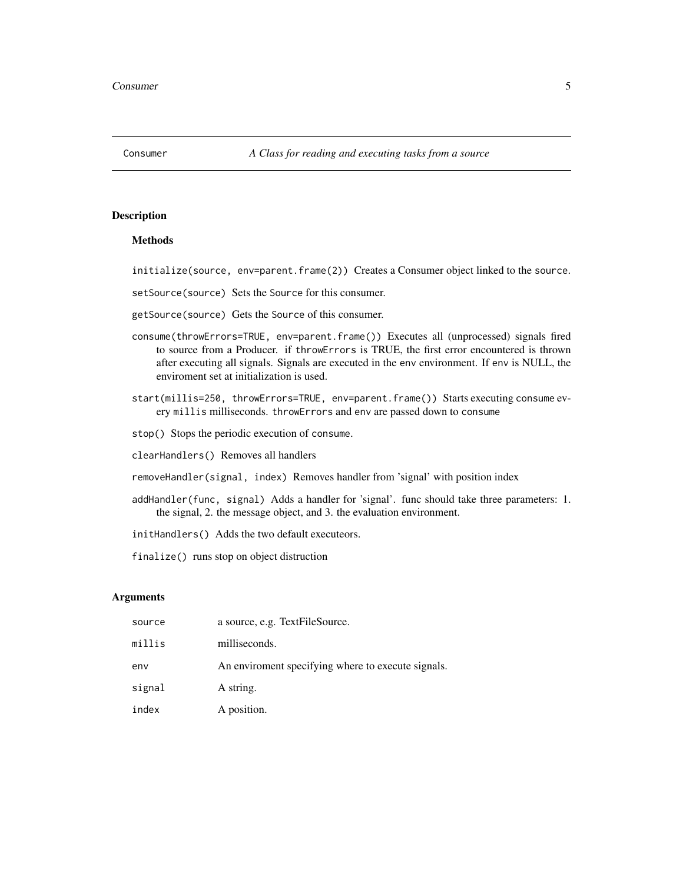# Consumer — *A Class for reading and executing tasks from a source*

## Description

### Methods

`initialize(source, env=parent.frame(2))` Creates a Consumer object linked to the `source`.

`setSource(source)` Sets the `Source` for this consumer.

`getSource(source)` Gets the `Source` of this consumer.

`consume(throwErrors=TRUE, env=parent.frame())` Executes all (unprocessed) signals fired to source from a Producer. if `throwErrors` is TRUE, the first error encountered is thrown after executing all signals. Signals are executed in the `env` environment. If `env` is NULL, the enviroment set at initialization is used.

`start(millis=250, throwErrors=TRUE, env=parent.frame())` Starts executing `consume` every `millis` milliseconds. `throwErrors` and `env` are passed down to `consume`

`stop()` Stops the periodic execution of `consume`.

`clearHandlers()` Removes all handlers

`removeHandler(signal, index)` Removes handler from 'signal' with position index

`addHandler(func, signal)` Adds a handler for 'signal'. func should take three parameters: 1. the signal, 2. the message object, and 3. the evaluation environment.

`initHandlers()` Adds the two default executeors.

`finalize()` runs stop on object distruction

## Arguments

| | |
|---|---|
| `source` | a source, e.g. TextFileSource. |
| `millis` | milliseconds. |
| `env` | An enviroment specifying where to execute signals. |
| `signal` | A string. |
| `index` | A position. |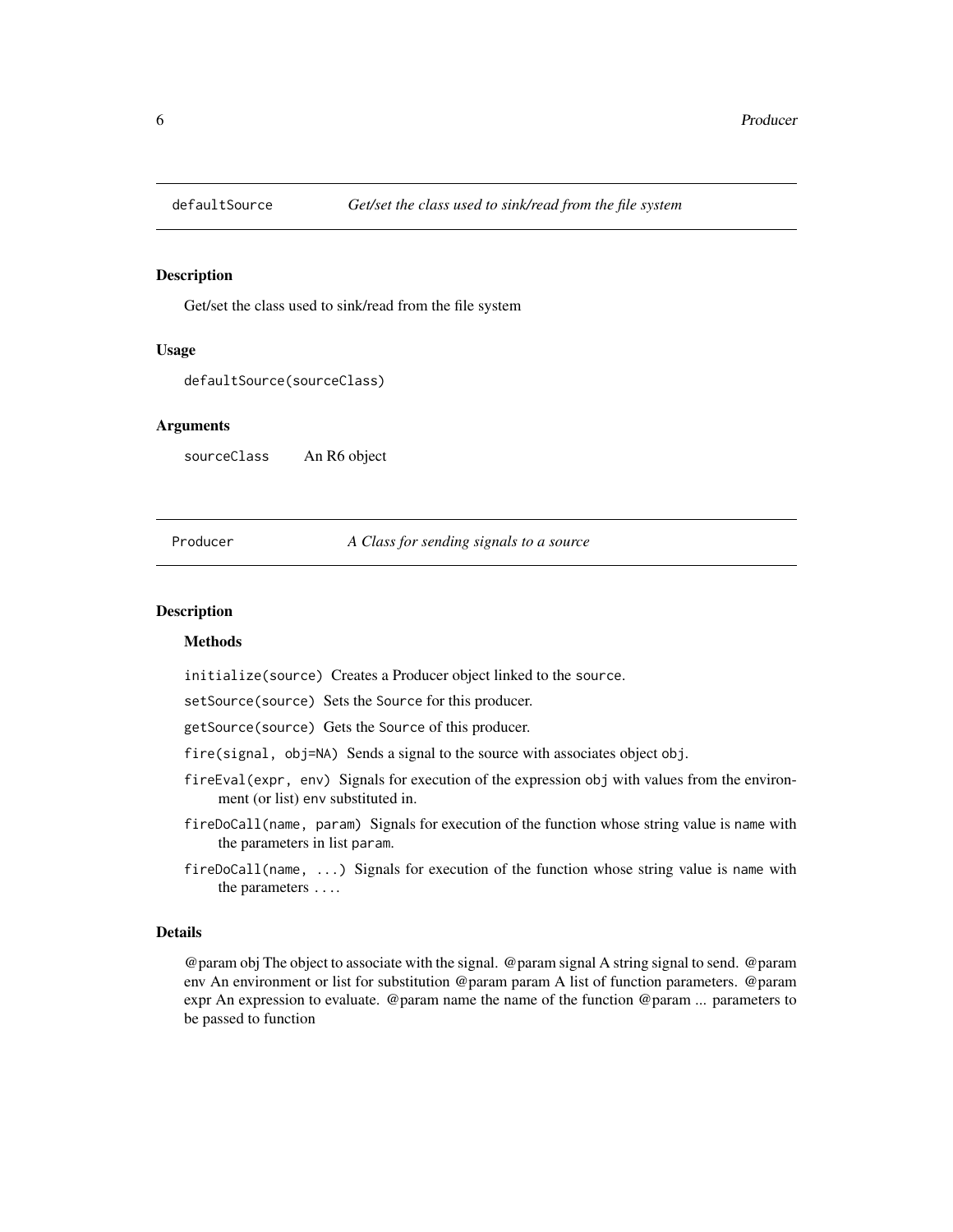## `defaultSource` — *Get/set the class used to sink/read from the file system*

### Description

Get/set the class used to sink/read from the file system

### Usage

```
defaultSource(sourceClass)
```

### Arguments

| | |
|---|---|
| `sourceClass` | An R6 object |

## `Producer` — *A Class for sending signals to a source*

### Description

#### Methods

- `initialize(source)` Creates a Producer object linked to the `source`.
- `setSource(source)` Sets the `Source` for this producer.
- `getSource(source)` Gets the `Source` of this producer.
- `fire(signal, obj=NA)` Sends a signal to the source with associates object `obj`.
- `fireEval(expr, env)` Signals for execution of the expression `obj` with values from the environment (or list) `env` substituted in.
- `fireDoCall(name, param)` Signals for execution of the function whose string value is `name` with the parameters in list `param`.
- `fireDoCall(name, ...)` Signals for execution of the function whose string value is `name` with the parameters `...`.

### Details

@param obj The object to associate with the signal. @param signal A string signal to send. @param env An environment or list for substitution @param param A list of function parameters. @param expr An expression to evaluate. @param name the name of the function @param ... parameters to be passed to function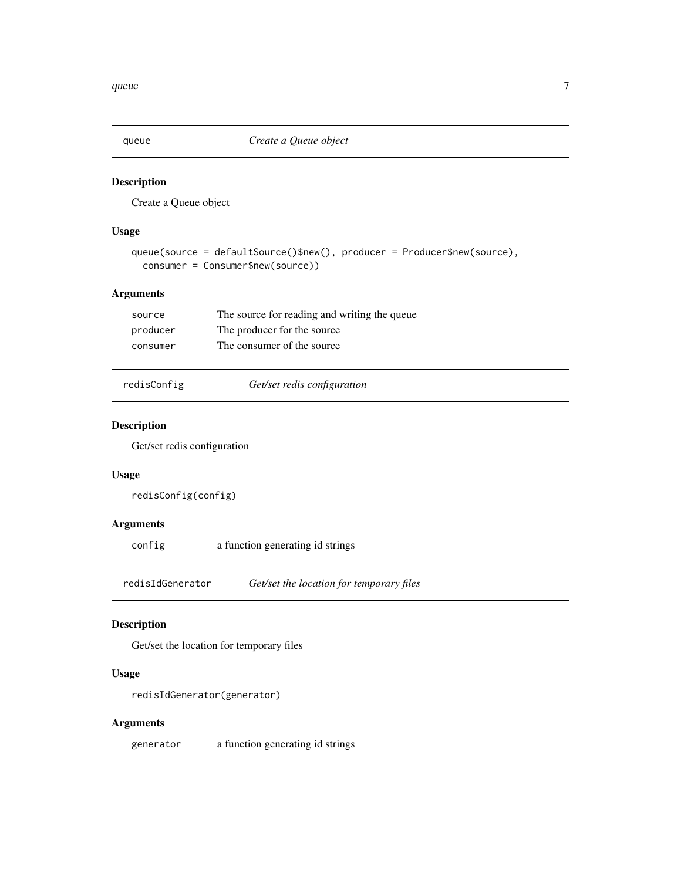## queue — *Create a Queue object*

### Description

Create a Queue object

### Usage

```
queue(source = defaultSource()$new(), producer = Producer$new(source),
  consumer = Consumer$new(source))
```

### Arguments

| | |
|---|---|
| `source` | The source for reading and writing the queue |
| `producer` | The producer for the source |
| `consumer` | The consumer of the source |

## redisConfig — *Get/set redis configuration*

### Description

Get/set redis configuration

### Usage

```
redisConfig(config)
```

### Arguments

| | |
|---|---|
| `config` | a function generating id strings |

## redisIdGenerator — *Get/set the location for temporary files*

### Description

Get/set the location for temporary files

### Usage

```
redisIdGenerator(generator)
```

### Arguments

| | |
|---|---|
| `generator` | a function generating id strings |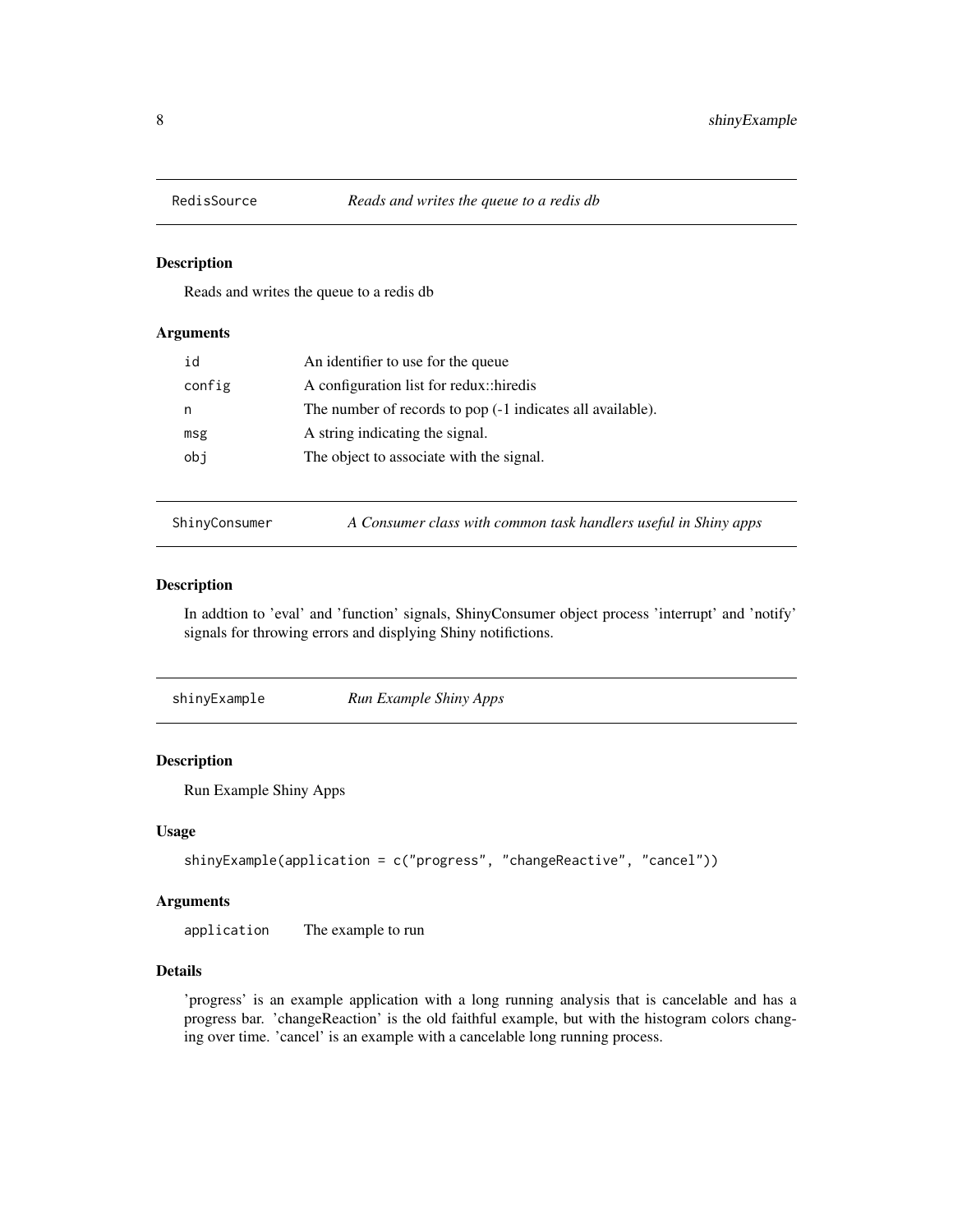## RedisSource — *Reads and writes the queue to a redis db*

### Description

Reads and writes the queue to a redis db

### Arguments

| | |
|---|---|
| `id` | An identifier to use for the queue |
| `config` | A configuration list for redux::hiredis |
| `n` | The number of records to pop (-1 indicates all available). |
| `msg` | A string indicating the signal. |
| `obj` | The object to associate with the signal. |

## ShinyConsumer — *A Consumer class with common task handlers useful in Shiny apps*

### Description

In addtion to 'eval' and 'function' signals, ShinyConsumer object process 'interrupt' and 'notify' signals for throwing errors and displying Shiny notifictions.

## shinyExample — *Run Example Shiny Apps*

### Description

Run Example Shiny Apps

### Usage

```
shinyExample(application = c("progress", "changeReactive", "cancel"))
```

### Arguments

| | |
|---|---|
| `application` | The example to run |

### Details

'progress' is an example application with a long running analysis that is cancelable and has a progress bar. 'changeReaction' is the old faithful example, but with the histogram colors changing over time. 'cancel' is an example with a cancelable long running process.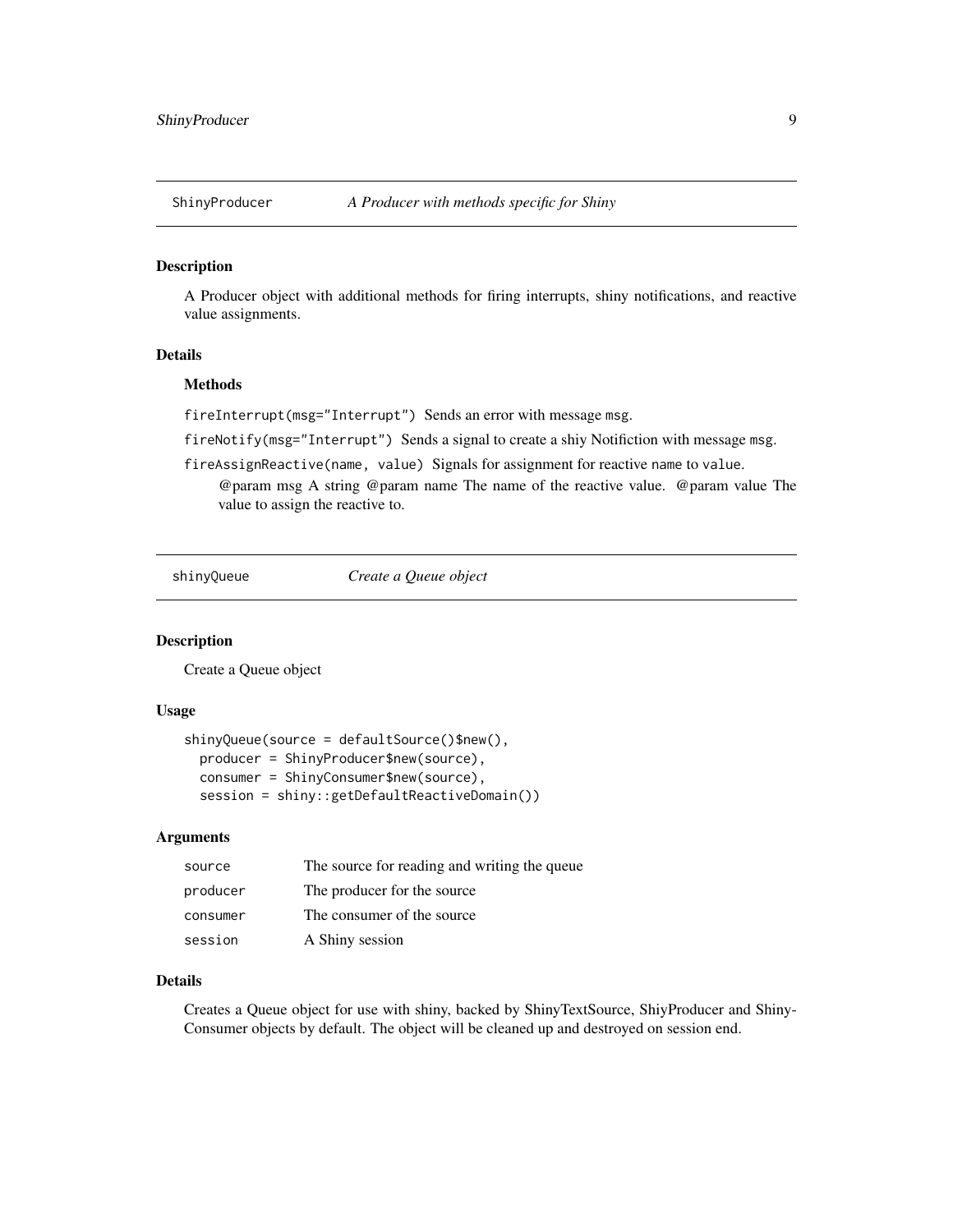## ShinyProducer — *A Producer with methods specific for Shiny*

### Description

A Producer object with additional methods for firing interrupts, shiny notifications, and reactive value assignments.

### Details

#### Methods

`fireInterrupt(msg="Interrupt")` Sends an error with message `msg`.

`fireNotify(msg="Interrupt")` Sends a signal to create a shiy Notifiction with message `msg`.

`fireAssignReactive(name, value)` Signals for assignment for reactive `name` to `value`.

@param msg A string @param name The name of the reactive value. @param value The value to assign the reactive to.

## shinyQueue — *Create a Queue object*

### Description

Create a Queue object

### Usage

```
shinyQueue(source = defaultSource()$new(),
  producer = ShinyProducer$new(source),
  consumer = ShinyConsumer$new(source),
  session = shiny::getDefaultReactiveDomain())
```

### Arguments

| | |
|---|---|
| `source` | The source for reading and writing the queue |
| `producer` | The producer for the source |
| `consumer` | The consumer of the source |
| `session` | A Shiny session |

### Details

Creates a Queue object for use with shiny, backed by ShinyTextSource, ShiyProducer and ShinyConsumer objects by default. The object will be cleaned up and destroyed on session end.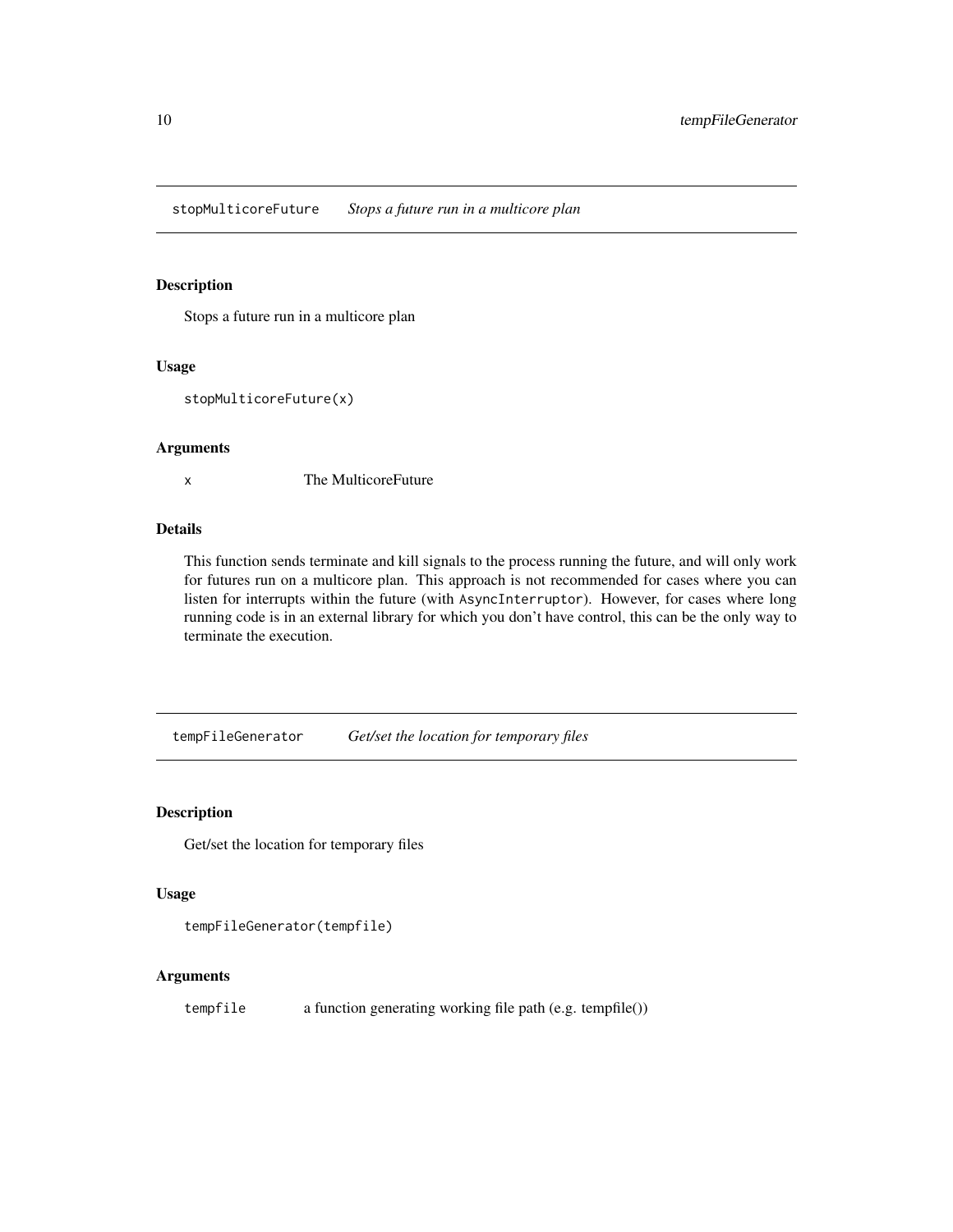## stopMulticoreFuture *Stops a future run in a multicore plan*

### Description

Stops a future run in a multicore plan

### Usage

```
stopMulticoreFuture(x)
```

### Arguments

| | |
|---|---|
| `x` | The MulticoreFuture |

### Details

This function sends terminate and kill signals to the process running the future, and will only work for futures run on a multicore plan. This approach is not recommended for cases where you can listen for interrupts within the future (with `AsyncInterruptor`). However, for cases where long running code is in an external library for which you don't have control, this can be the only way to terminate the execution.

## tempFileGenerator *Get/set the location for temporary files*

### Description

Get/set the location for temporary files

### Usage

```
tempFileGenerator(tempfile)
```

### Arguments

| | |
|---|---|
| `tempfile` | a function generating working file path (e.g. tempfile()) |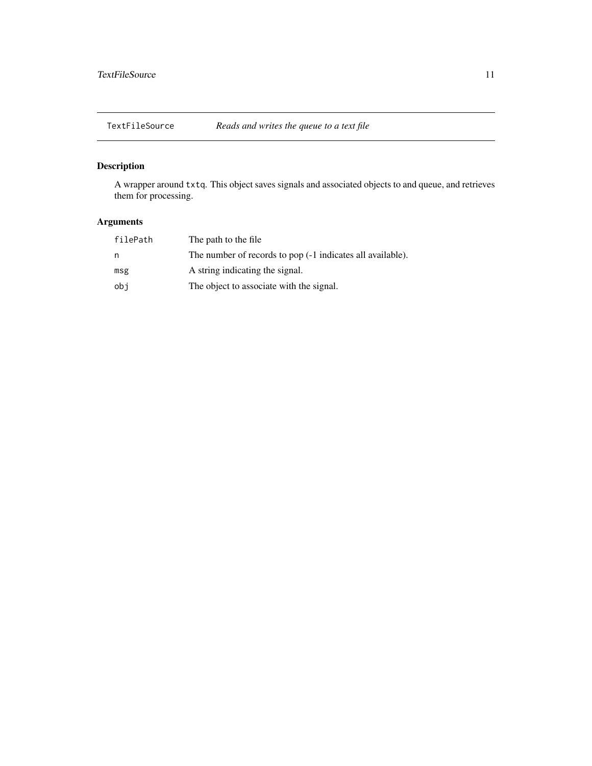## TextFileSource — *Reads and writes the queue to a text file*

### Description

A wrapper around `txtq`. This object saves signals and associated objects to and queue, and retrieves them for processing.

### Arguments

| Argument | Description |
| --- | --- |
| `filePath` | The path to the file |
| `n` | The number of records to pop (-1 indicates all available). |
| `msg` | A string indicating the signal. |
| `obj` | The object to associate with the signal. |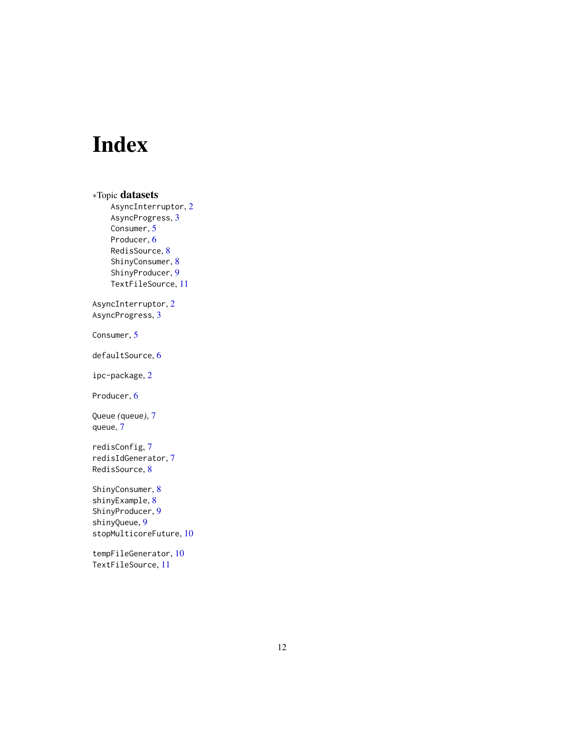# Index

*Topic **datasets**
- AsyncInterruptor, 2
- AsyncProgress, 3
- Consumer, 5
- Producer, 6
- RedisSource, 8
- ShinyConsumer, 8
- ShinyProducer, 9
- TextFileSource, 11

AsyncInterruptor, 2
AsyncProgress, 3

Consumer, 5

defaultSource, 6

ipc-package, 2

Producer, 6

Queue *(*queue*)*, 7
queue, 7

redisConfig, 7
redisIdGenerator, 7
RedisSource, 8

ShinyConsumer, 8
shinyExample, 8
ShinyProducer, 9
shinyQueue, 9
stopMulticoreFuture, 10

tempFileGenerator, 10
TextFileSource, 11